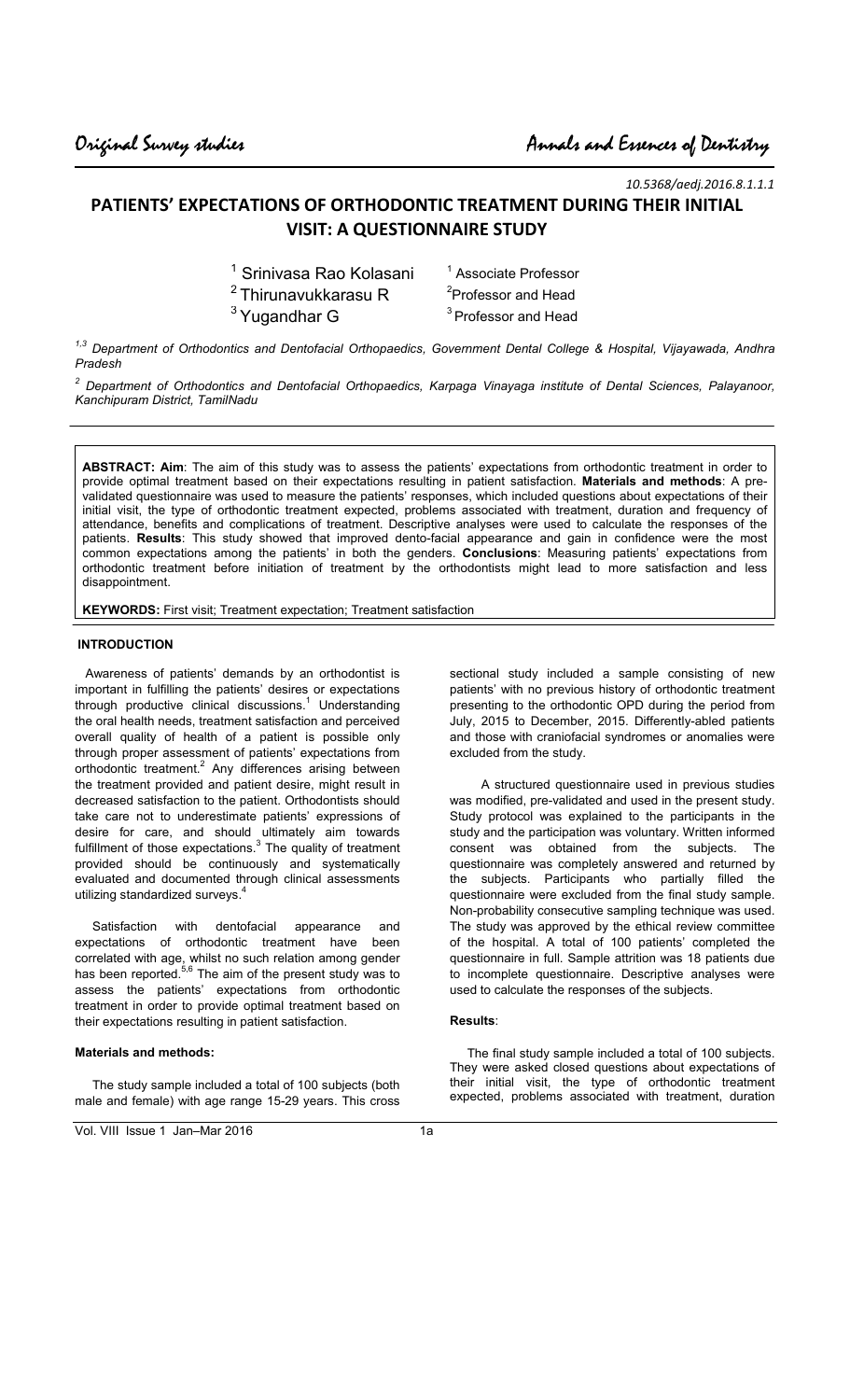10.5368/aedj.2016.8.1.1.1

# PATIENTS' EXPECTATIONS OF ORTHODONTIC TREATMENT DURING THEIR INITIAL VISIT: A QUESTIONNAIRE STUDY

[1] Srinivasa Rao Kolasani — [1] Associate Professor
[2] Thirunavukkarasu R — [2] Professor and Head
[3] Yugandhar G — [3] Professor and Head

[1,3] Department of Orthodontics and Dentofacial Orthopaedics, Government Dental College & Hospital, Vijayawada, Andhra Pradesh

[2] Department of Orthodontics and Dentofacial Orthopaedics, Karpaga Vinayaga institute of Dental Sciences, Palayanoor, Kanchipuram District, TamilNadu

**ABSTRACT: Aim**: The aim of this study was to assess the patients' expectations from orthodontic treatment in order to provide optimal treatment based on their expectations resulting in patient satisfaction. **Materials and methods**: A pre-validated questionnaire was used to measure the patients' responses, which included questions about expectations of their initial visit, the type of orthodontic treatment expected, problems associated with treatment, duration and frequency of attendance, benefits and complications of treatment. Descriptive analyses were used to calculate the responses of the patients. **Results**: This study showed that improved dento-facial appearance and gain in confidence were the most common expectations among the patients' in both the genders. **Conclusions**: Measuring patients' expectations from orthodontic treatment before initiation of treatment by the orthodontists might lead to more satisfaction and less disappointment.

**KEYWORDS:** First visit; Treatment expectation; Treatment satisfaction

## INTRODUCTION

Awareness of patients' demands by an orthodontist is important in fulfilling the patients' desires or expectations through productive clinical discussions.[1] Understanding the oral health needs, treatment satisfaction and perceived overall quality of health of a patient is possible only through proper assessment of patients' expectations from orthodontic treatment.[2] Any differences arising between the treatment provided and patient desire, might result in decreased satisfaction to the patient. Orthodontists should take care not to underestimate patients' expressions of desire for care, and should ultimately aim towards fulfillment of those expectations.[3] The quality of treatment provided should be continuously and systematically evaluated and documented through clinical assessments utilizing standardized surveys.[4]

Satisfaction with dentofacial appearance and expectations of orthodontic treatment have been correlated with age, whilst no such relation among gender has been reported.[5,6] The aim of the present study was to assess the patients' expectations from orthodontic treatment in order to provide optimal treatment based on their expectations resulting in patient satisfaction.

## Materials and methods:

The study sample included a total of 100 subjects (both male and female) with age range 15-29 years. This cross sectional study included a sample consisting of new patients' with no previous history of orthodontic treatment presenting to the orthodontic OPD during the period from July, 2015 to December, 2015. Differently-abled patients and those with craniofacial syndromes or anomalies were excluded from the study.

A structured questionnaire used in previous studies was modified, pre-validated and used in the present study. Study protocol was explained to the participants in the study and the participation was voluntary. Written informed consent was obtained from the subjects. The questionnaire was completely answered and returned by the subjects. Participants who partially filled the questionnaire were excluded from the final study sample. Non-probability consecutive sampling technique was used. The study was approved by the ethical review committee of the hospital. A total of 100 patients' completed the questionnaire in full. Sample attrition was 18 patients due to incomplete questionnaire. Descriptive analyses were used to calculate the responses of the subjects.

## Results:

The final study sample included a total of 100 subjects. They were asked closed questions about expectations of their initial visit, the type of orthodontic treatment expected, problems associated with treatment, duration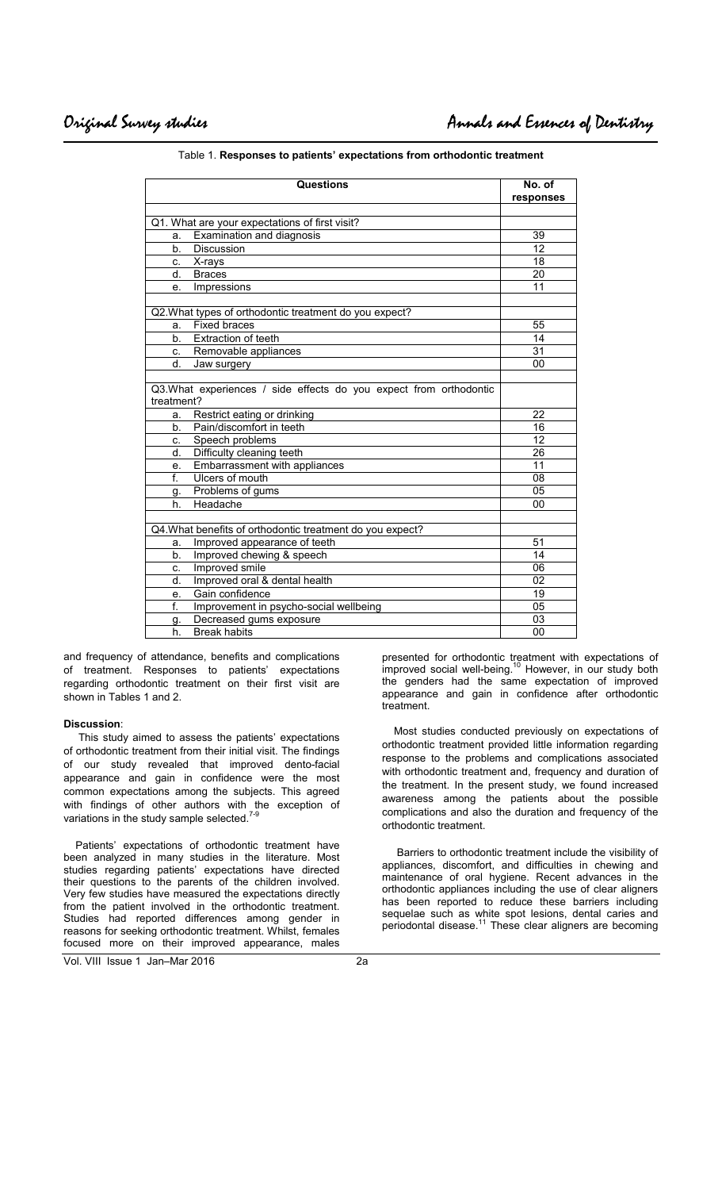Table 1. **Responses to patients' expectations from orthodontic treatment**

| Questions | No. of responses |
|---|---|
| Q1. What are your expectations of first visit? | |
| a. Examination and diagnosis | 39 |
| b. Discussion | 12 |
| c. X-rays | 18 |
| d. Braces | 20 |
| e. Impressions | 11 |
| Q2. What types of orthodontic treatment do you expect? | |
| a. Fixed braces | 55 |
| b. Extraction of teeth | 14 |
| c. Removable appliances | 31 |
| d. Jaw surgery | 00 |
| Q3. What experiences / side effects do you expect from orthodontic treatment? | |
| a. Restrict eating or drinking | 22 |
| b. Pain/discomfort in teeth | 16 |
| c. Speech problems | 12 |
| d. Difficulty cleaning teeth | 26 |
| e. Embarrassment with appliances | 11 |
| f. Ulcers of mouth | 08 |
| g. Problems of gums | 05 |
| h. Headache | 00 |
| Q4. What benefits of orthodontic treatment do you expect? | |
| a. Improved appearance of teeth | 51 |
| b. Improved chewing & speech | 14 |
| c. Improved smile | 06 |
| d. Improved oral & dental health | 02 |
| e. Gain confidence | 19 |
| f. Improvement in psycho-social wellbeing | 05 |
| g. Decreased gums exposure | 03 |
| h. Break habits | 00 |

and frequency of attendance, benefits and complications of treatment. Responses to patients' expectations regarding orthodontic treatment on their first visit are shown in Tables 1 and 2.

**Discussion**:

This study aimed to assess the patients' expectations of orthodontic treatment from their initial visit. The findings of our study revealed that improved dento-facial appearance and gain in confidence were the most common expectations among the subjects. This agreed with findings of other authors with the exception of variations in the study sample selected.[7-9]

Patients' expectations of orthodontic treatment have been analyzed in many studies in the literature. Most studies regarding patients' expectations have directed their questions to the parents of the children involved. Very few studies have measured the expectations directly from the patient involved in the orthodontic treatment. Studies had reported differences among gender in reasons for seeking orthodontic treatment. Whilst, females focused more on their improved appearance, males presented for orthodontic treatment with expectations of improved social well-being.[10] However, in our study both the genders had the same expectation of improved appearance and gain in confidence after orthodontic treatment.

Most studies conducted previously on expectations of orthodontic treatment provided little information regarding response to the problems and complications associated with orthodontic treatment and, frequency and duration of the treatment. In the present study, we found increased awareness among the patients about the possible complications and also the duration and frequency of the orthodontic treatment.

Barriers to orthodontic treatment include the visibility of appliances, discomfort, and difficulties in chewing and maintenance of oral hygiene. Recent advances in the orthodontic appliances including the use of clear aligners has been reported to reduce these barriers including sequelae such as white spot lesions, dental caries and periodontal disease.[11] These clear aligners are becoming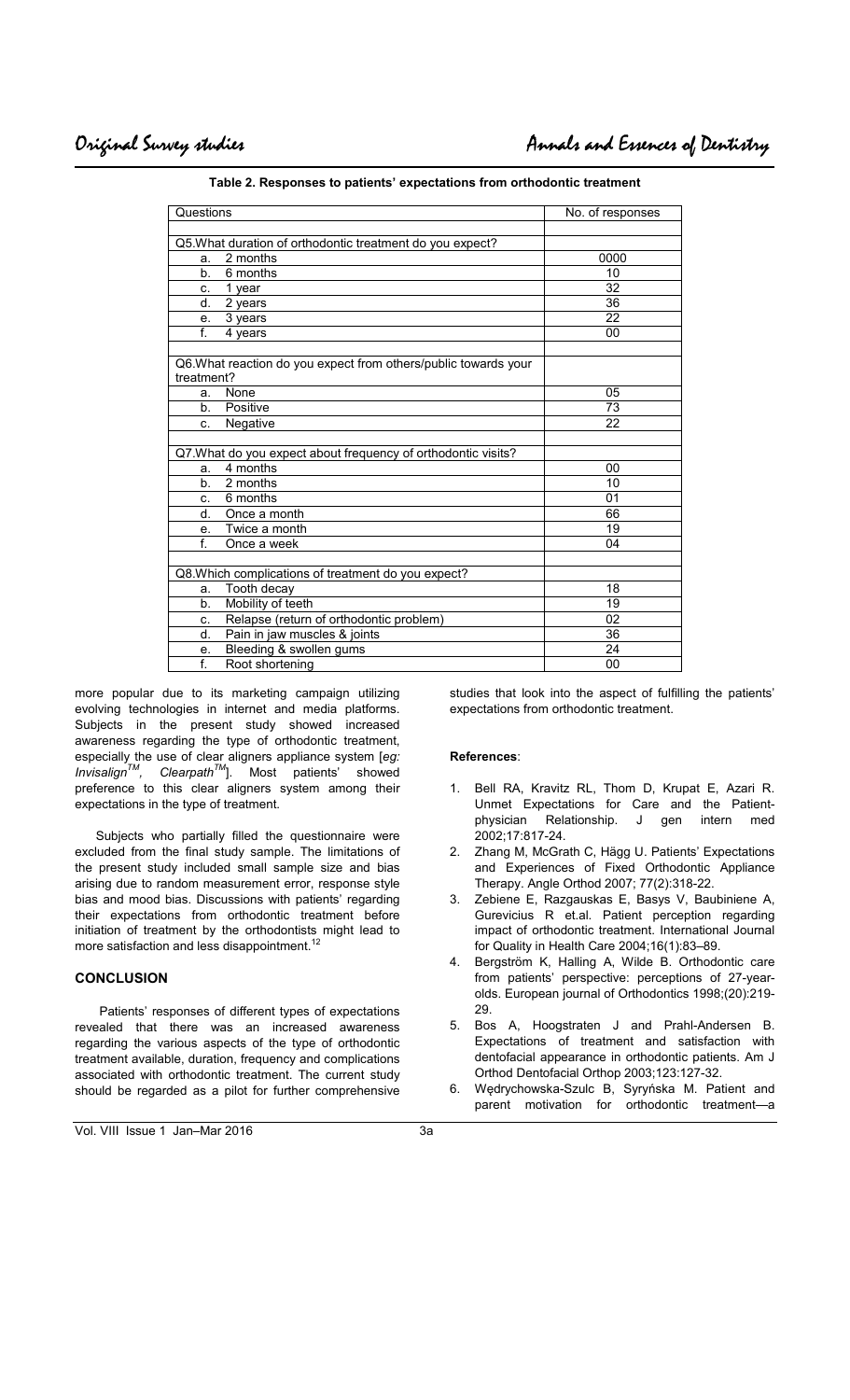**Table 2. Responses to patients' expectations from orthodontic treatment**

| Questions | No. of responses |
|---|---|
| Q5.What duration of orthodontic treatment do you expect? | |
| a. 2 months | 0000 |
| b. 6 months | 10 |
| c. 1 year | 32 |
| d. 2 years | 36 |
| e. 3 years | 22 |
| f. 4 years | 00 |
| Q6.What reaction do you expect from others/public towards your treatment? | |
| a. None | 05 |
| b. Positive | 73 |
| c. Negative | 22 |
| Q7.What do you expect about frequency of orthodontic visits? | |
| a. 4 months | 00 |
| b. 2 months | 10 |
| c. 6 months | 01 |
| d. Once a month | 66 |
| e. Twice a month | 19 |
| f. Once a week | 04 |
| Q8.Which complications of treatment do you expect? | |
| a. Tooth decay | 18 |
| b. Mobility of teeth | 19 |
| c. Relapse (return of orthodontic problem) | 02 |
| d. Pain in jaw muscles & joints | 36 |
| e. Bleeding & swollen gums | 24 |
| f. Root shortening | 00 |

more popular due to its marketing campaign utilizing evolving technologies in internet and media platforms. Subjects in the present study showed increased awareness regarding the type of orthodontic treatment, especially the use of clear aligners appliance system [*eg: Invisalign$^{TM}$, Clearpath$^{TM}$*]. Most patients' showed preference to this clear aligners system among their expectations in the type of treatment.

Subjects who partially filled the questionnaire were excluded from the final study sample. The limitations of the present study included small sample size and bias arising due to random measurement error, response style bias and mood bias. Discussions with patients' regarding their expectations from orthodontic treatment before initiation of treatment by the orthodontists might lead to more satisfaction and less disappointment.[12]

## CONCLUSION

Patients' responses of different types of expectations revealed that there was an increased awareness regarding the various aspects of the type of orthodontic treatment available, duration, frequency and complications associated with orthodontic treatment. The current study should be regarded as a pilot for further comprehensive studies that look into the aspect of fulfilling the patients' expectations from orthodontic treatment.

**References**:

1. Bell RA, Kravitz RL, Thom D, Krupat E, Azari R. Unmet Expectations for Care and the Patient-physician Relationship. J gen intern med 2002;17:817-24.
2. Zhang M, McGrath C, Hägg U. Patients' Expectations and Experiences of Fixed Orthodontic Appliance Therapy. Angle Orthod 2007; 77(2):318-22.
3. Zebiene E, Razgauskas E, Basys V, Baubiniene A, Gurevicius R et.al. Patient perception regarding impact of orthodontic treatment. International Journal for Quality in Health Care 2004;16(1):83–89.
4. Bergström K, Halling A, Wilde B. Orthodontic care from patients' perspective: perceptions of 27-year-olds. European journal of Orthodontics 1998;(20):219-29.
5. Bos A, Hoogstraten J and Prahl-Andersen B. Expectations of treatment and satisfaction with dentofacial appearance in orthodontic patients. Am J Orthod Dentofacial Orthop 2003;123:127-32.
6. Wędrychowska-Szulc B, Syryńska M. Patient and parent motivation for orthodontic treatment—a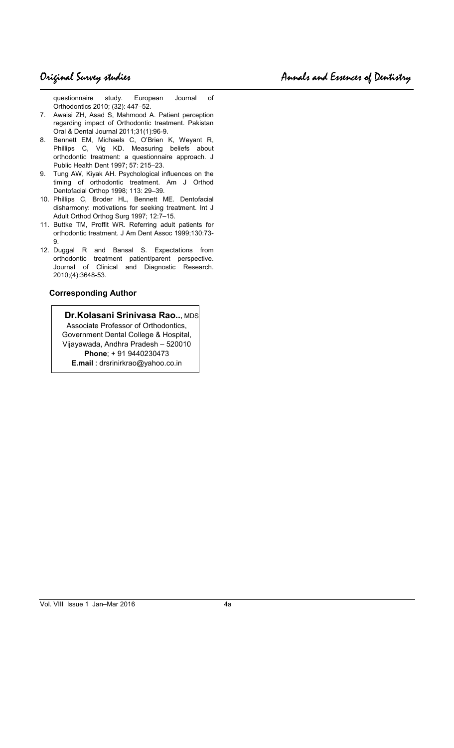questionnaire study. European Journal of Orthodontics 2010; (32): 447–52.

7. Awaisi ZH, Asad S, Mahmood A. Patient perception regarding impact of Orthodontic treatment. Pakistan Oral & Dental Journal 2011;31(1):96-9.
8. Bennett EM, Michaels C, O'Brien K, Weyant R, Phillips C, Vig KD. Measuring beliefs about orthodontic treatment: a questionnaire approach. J Public Health Dent 1997; 57: 215–23.
9. Tung AW, Kiyak AH. Psychological influences on the timing of orthodontic treatment. Am J Orthod Dentofacial Orthop 1998; 113: 29–39.
10. Phillips C, Broder HL, Bennett ME. Dentofacial disharmony: motivations for seeking treatment. Int J Adult Orthod Orthog Surg 1997; 12:7–15.
11. Buttke TM, Proffit WR. Referring adult patients for orthodontic treatment. J Am Dent Assoc 1999;130:73-9.
12. Duggal R and Bansal S. Expectations from orthodontic treatment patient/parent perspective. Journal of Clinical and Diagnostic Research. 2010;(4):3648-53.

## Corresponding Author

**Dr.Kolasani Srinivasa Rao..**, MDS
Associate Professor of Orthodontics,
Government Dental College & Hospital,
Vijayawada, Andhra Pradesh – 520010
**Phone**; + 91 9440230473
**E.mail** : drsrinirkrao@yahoo.co.in